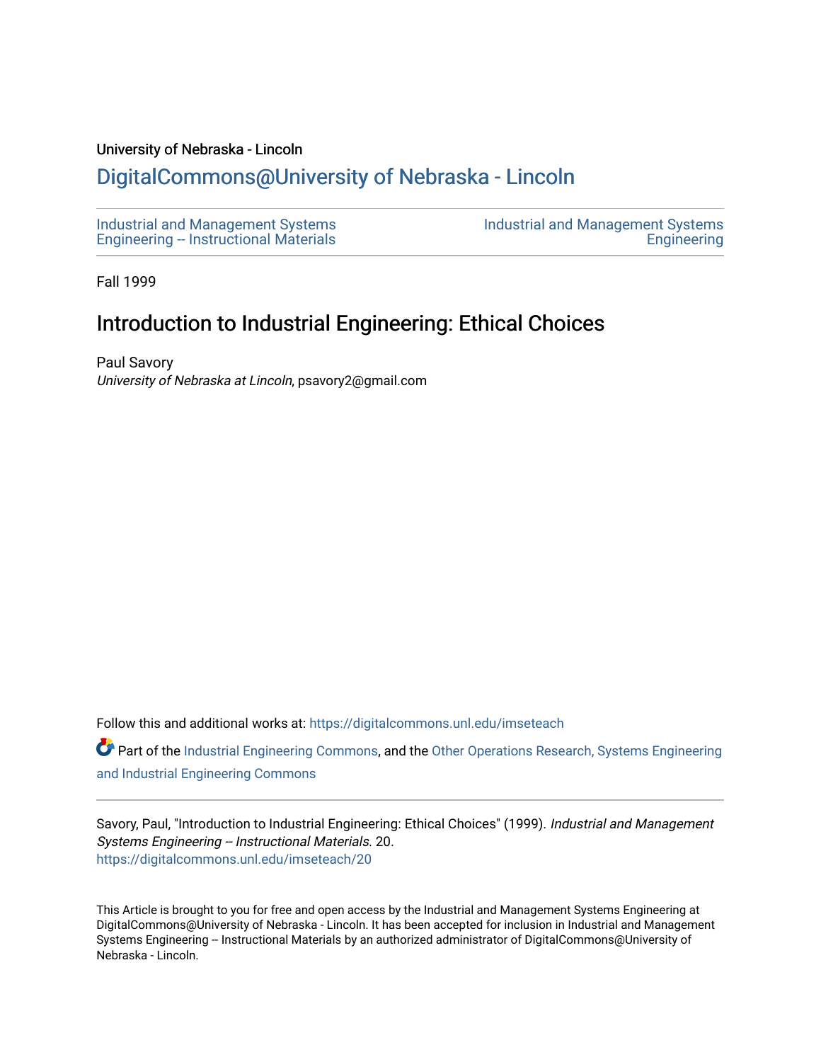University of Nebraska - Lincoln

# DigitalCommons@University of Nebraska - Lincoln

Industrial and Management Systems Engineering -- Instructional Materials

Industrial and Management Systems Engineering

Fall 1999

## Introduction to Industrial Engineering: Ethical Choices

Paul Savory
*University of Nebraska at Lincoln*, psavory2@gmail.com

Follow this and additional works at: https://digitalcommons.unl.edu/imseteach

Part of the Industrial Engineering Commons, and the Other Operations Research, Systems Engineering and Industrial Engineering Commons

Savory, Paul, "Introduction to Industrial Engineering: Ethical Choices" (1999). *Industrial and Management Systems Engineering -- Instructional Materials*. 20.
https://digitalcommons.unl.edu/imseteach/20

This Article is brought to you for free and open access by the Industrial and Management Systems Engineering at DigitalCommons@University of Nebraska - Lincoln. It has been accepted for inclusion in Industrial and Management Systems Engineering -- Instructional Materials by an authorized administrator of DigitalCommons@University of Nebraska - Lincoln.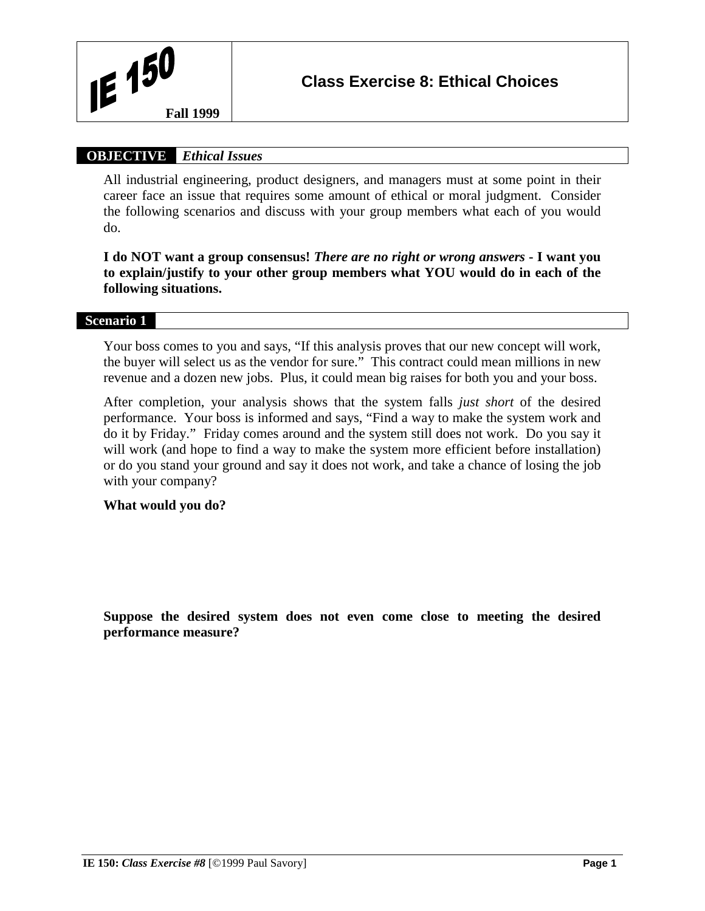# IE 150 Fall 1999

## Class Exercise 8: Ethical Choices

**OBJECTIVE** *Ethical Issues*

All industrial engineering, product designers, and managers must at some point in their career face an issue that requires some amount of ethical or moral judgment. Consider the following scenarios and discuss with your group members what each of you would do.

**I do NOT want a group consensus!** ***There are no right or wrong answers*** **- I want you to explain/justify to your other group members what YOU would do in each of the following situations.**

**Scenario 1**

Your boss comes to you and says, "If this analysis proves that our new concept will work, the buyer will select us as the vendor for sure." This contract could mean millions in new revenue and a dozen new jobs. Plus, it could mean big raises for both you and your boss.

After completion, your analysis shows that the system falls *just short* of the desired performance. Your boss is informed and says, "Find a way to make the system work and do it by Friday." Friday comes around and the system still does not work. Do you say it will work (and hope to find a way to make the system more efficient before installation) or do you stand your ground and say it does not work, and take a chance of losing the job with your company?

**What would you do?**

**Suppose the desired system does not even come close to meeting the desired performance measure?**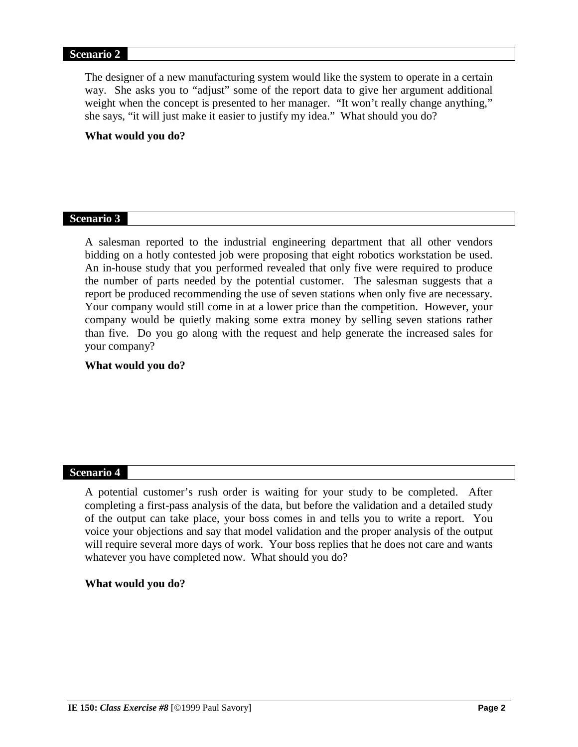## Scenario 2

The designer of a new manufacturing system would like the system to operate in a certain way. She asks you to "adjust" some of the report data to give her argument additional weight when the concept is presented to her manager. "It won't really change anything," she says, "it will just make it easier to justify my idea." What should you do?

**What would you do?**

## Scenario 3

A salesman reported to the industrial engineering department that all other vendors bidding on a hotly contested job were proposing that eight robotics workstation be used. An in-house study that you performed revealed that only five were required to produce the number of parts needed by the potential customer. The salesman suggests that a report be produced recommending the use of seven stations when only five are necessary. Your company would still come in at a lower price than the competition. However, your company would be quietly making some extra money by selling seven stations rather than five. Do you go along with the request and help generate the increased sales for your company?

**What would you do?**

## Scenario 4

A potential customer's rush order is waiting for your study to be completed. After completing a first-pass analysis of the data, but before the validation and a detailed study of the output can take place, your boss comes in and tells you to write a report. You voice your objections and say that model validation and the proper analysis of the output will require several more days of work. Your boss replies that he does not care and wants whatever you have completed now. What should you do?

**What would you do?**